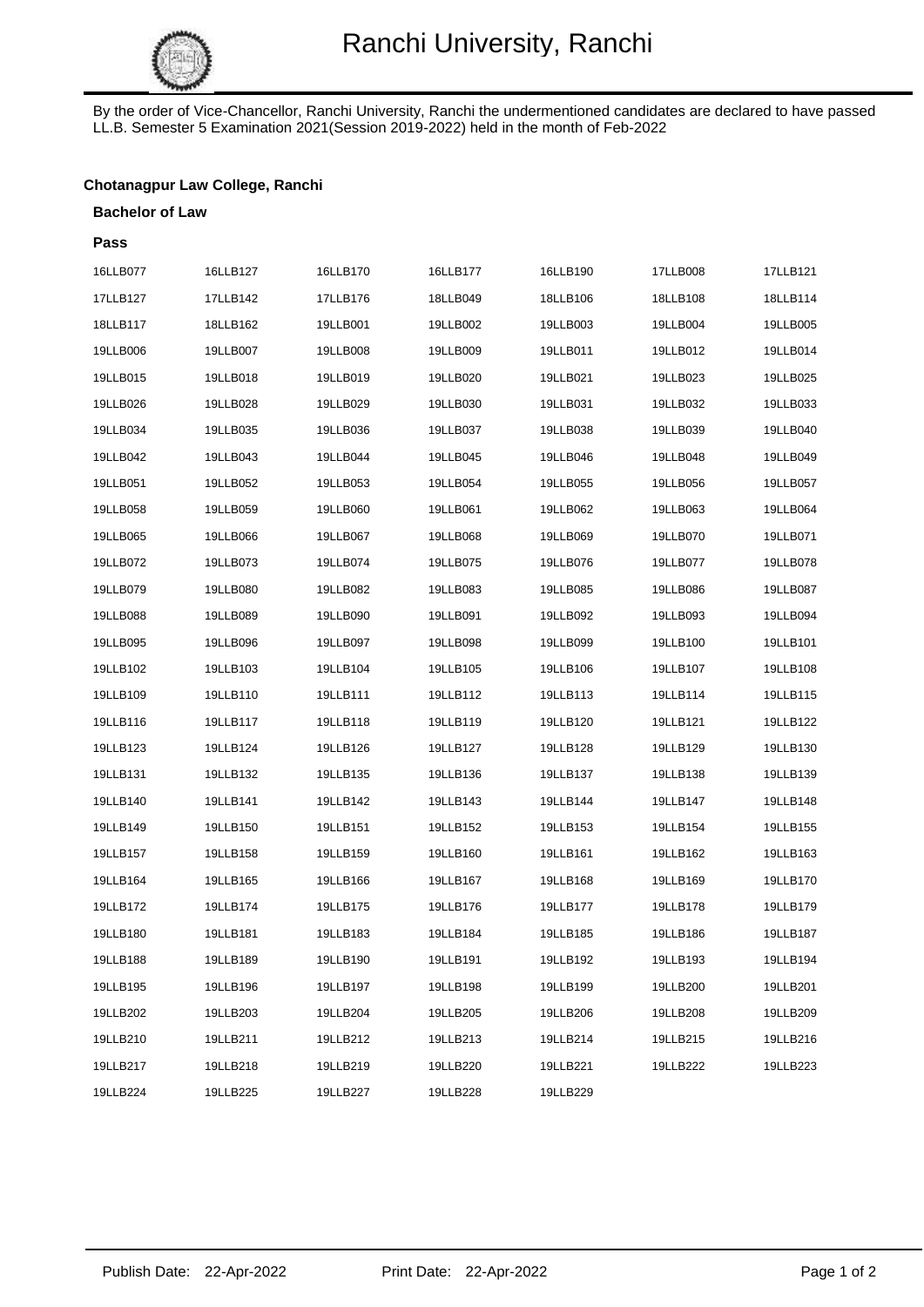# Ranchi University, Ranchi

By the order of Vice-Chancellor, Ranchi University, Ranchi the undermentioned candidates are declared to have passed LL.B. Semester 5 Examination 2021(Session 2019-2022) held in the month of Feb-2022

**Chotanagpur Law College, Ranchi**

**Bachelor of Law**

**Pass**

| | | | | | | |
|---|---|---|---|---|---|---|
| 16LLB077 | 16LLB127 | 16LLB170 | 16LLB177 | 16LLB190 | 17LLB008 | 17LLB121 |
| 17LLB127 | 17LLB142 | 17LLB176 | 18LLB049 | 18LLB106 | 18LLB108 | 18LLB114 |
| 18LLB117 | 18LLB162 | 19LLB001 | 19LLB002 | 19LLB003 | 19LLB004 | 19LLB005 |
| 19LLB006 | 19LLB007 | 19LLB008 | 19LLB009 | 19LLB011 | 19LLB012 | 19LLB014 |
| 19LLB015 | 19LLB018 | 19LLB019 | 19LLB020 | 19LLB021 | 19LLB023 | 19LLB025 |
| 19LLB026 | 19LLB028 | 19LLB029 | 19LLB030 | 19LLB031 | 19LLB032 | 19LLB033 |
| 19LLB034 | 19LLB035 | 19LLB036 | 19LLB037 | 19LLB038 | 19LLB039 | 19LLB040 |
| 19LLB042 | 19LLB043 | 19LLB044 | 19LLB045 | 19LLB046 | 19LLB048 | 19LLB049 |
| 19LLB051 | 19LLB052 | 19LLB053 | 19LLB054 | 19LLB055 | 19LLB056 | 19LLB057 |
| 19LLB058 | 19LLB059 | 19LLB060 | 19LLB061 | 19LLB062 | 19LLB063 | 19LLB064 |
| 19LLB065 | 19LLB066 | 19LLB067 | 19LLB068 | 19LLB069 | 19LLB070 | 19LLB071 |
| 19LLB072 | 19LLB073 | 19LLB074 | 19LLB075 | 19LLB076 | 19LLB077 | 19LLB078 |
| 19LLB079 | 19LLB080 | 19LLB082 | 19LLB083 | 19LLB085 | 19LLB086 | 19LLB087 |
| 19LLB088 | 19LLB089 | 19LLB090 | 19LLB091 | 19LLB092 | 19LLB093 | 19LLB094 |
| 19LLB095 | 19LLB096 | 19LLB097 | 19LLB098 | 19LLB099 | 19LLB100 | 19LLB101 |
| 19LLB102 | 19LLB103 | 19LLB104 | 19LLB105 | 19LLB106 | 19LLB107 | 19LLB108 |
| 19LLB109 | 19LLB110 | 19LLB111 | 19LLB112 | 19LLB113 | 19LLB114 | 19LLB115 |
| 19LLB116 | 19LLB117 | 19LLB118 | 19LLB119 | 19LLB120 | 19LLB121 | 19LLB122 |
| 19LLB123 | 19LLB124 | 19LLB126 | 19LLB127 | 19LLB128 | 19LLB129 | 19LLB130 |
| 19LLB131 | 19LLB132 | 19LLB135 | 19LLB136 | 19LLB137 | 19LLB138 | 19LLB139 |
| 19LLB140 | 19LLB141 | 19LLB142 | 19LLB143 | 19LLB144 | 19LLB147 | 19LLB148 |
| 19LLB149 | 19LLB150 | 19LLB151 | 19LLB152 | 19LLB153 | 19LLB154 | 19LLB155 |
| 19LLB157 | 19LLB158 | 19LLB159 | 19LLB160 | 19LLB161 | 19LLB162 | 19LLB163 |
| 19LLB164 | 19LLB165 | 19LLB166 | 19LLB167 | 19LLB168 | 19LLB169 | 19LLB170 |
| 19LLB172 | 19LLB174 | 19LLB175 | 19LLB176 | 19LLB177 | 19LLB178 | 19LLB179 |
| 19LLB180 | 19LLB181 | 19LLB183 | 19LLB184 | 19LLB185 | 19LLB186 | 19LLB187 |
| 19LLB188 | 19LLB189 | 19LLB190 | 19LLB191 | 19LLB192 | 19LLB193 | 19LLB194 |
| 19LLB195 | 19LLB196 | 19LLB197 | 19LLB198 | 19LLB199 | 19LLB200 | 19LLB201 |
| 19LLB202 | 19LLB203 | 19LLB204 | 19LLB205 | 19LLB206 | 19LLB208 | 19LLB209 |
| 19LLB210 | 19LLB211 | 19LLB212 | 19LLB213 | 19LLB214 | 19LLB215 | 19LLB216 |
| 19LLB217 | 19LLB218 | 19LLB219 | 19LLB220 | 19LLB221 | 19LLB222 | 19LLB223 |
| 19LLB224 | 19LLB225 | 19LLB227 | 19LLB228 | 19LLB229 | | |

Publish Date: 22-Apr-2022 Print Date: 22-Apr-2022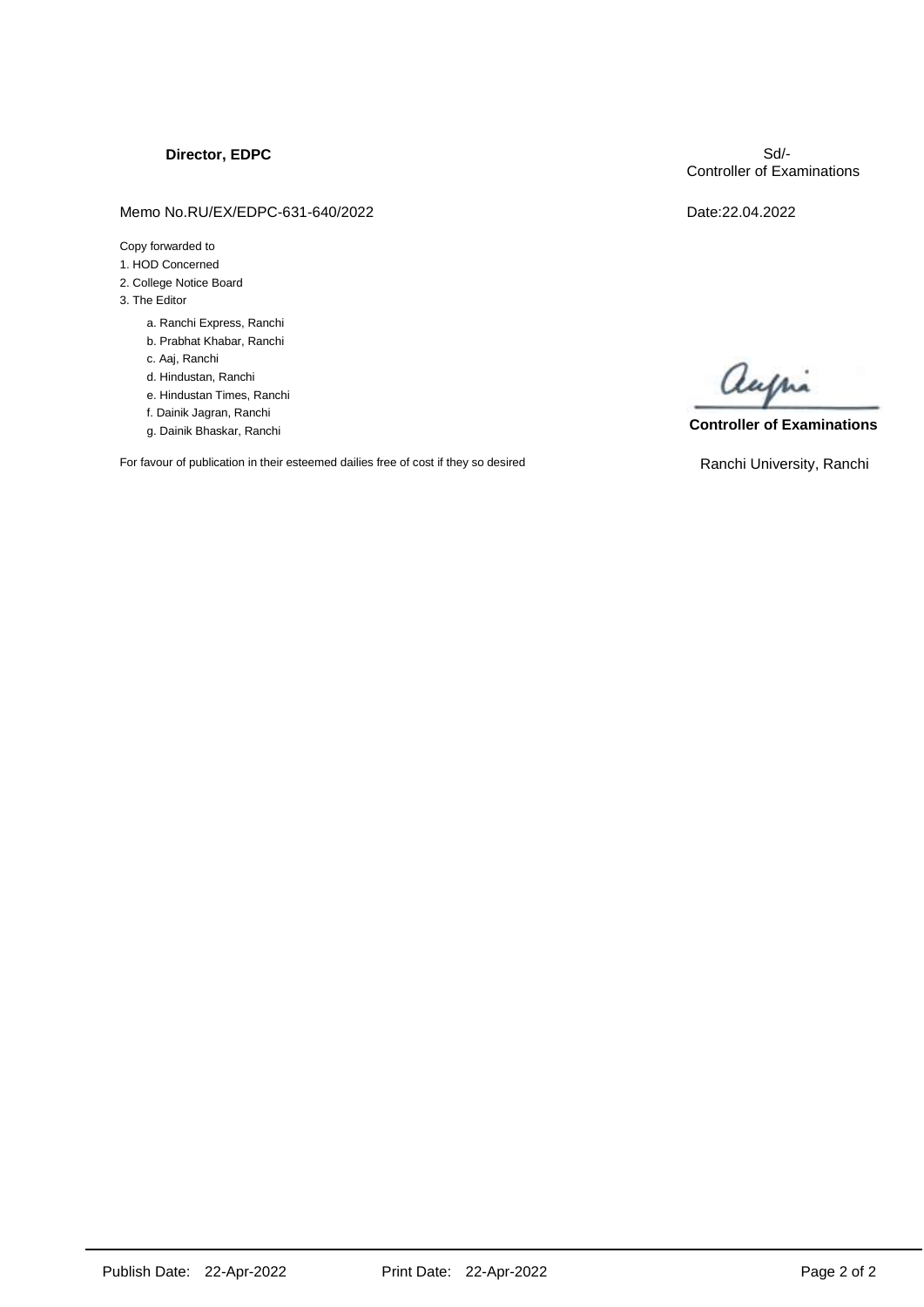**Director, EDPC**

Sd/-
Controller of Examinations

Memo No.RU/EX/EDPC-631-640/2022

Date:22.04.2022

Copy forwarded to

1. HOD Concerned
2. College Notice Board
3. The Editor
    a. Ranchi Express, Ranchi
    b. Prabhat Khabar, Ranchi
    c. Aaj, Ranchi
    d. Hindustan, Ranchi
    e. Hindustan Times, Ranchi
    f. Dainik Jagran, Ranchi
    g. Dainik Bhaskar, Ranchi

For favour of publication in their esteemed dailies free of cost if they so desired

**Controller of Examinations**

Ranchi University, Ranchi

Publish Date: 22-Apr-2022    Print Date: 22-Apr-2022